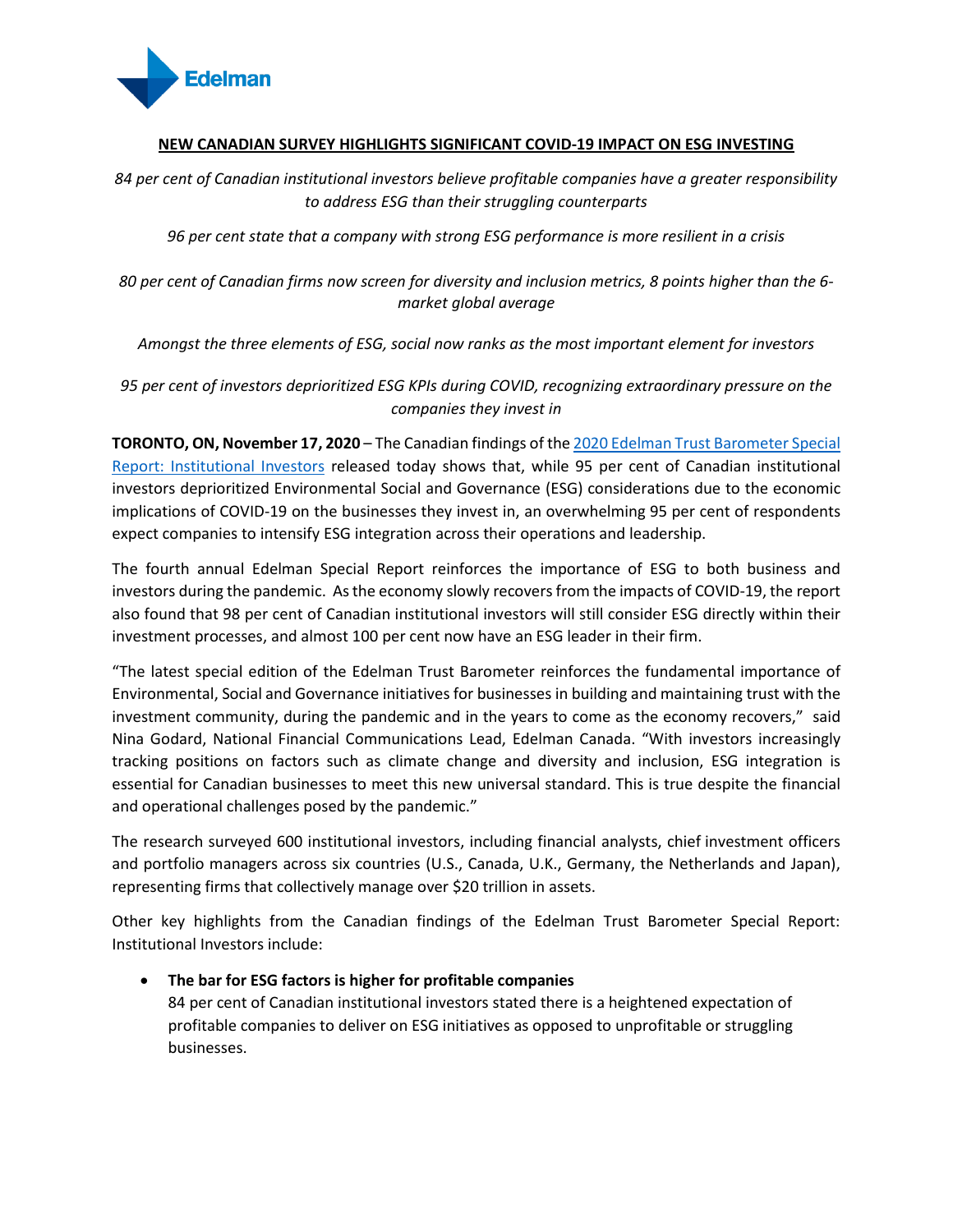Edelman

**NEW CANADIAN SURVEY HIGHLIGHTS SIGNIFICANT COVID-19 IMPACT ON ESG INVESTING**

*84 per cent of Canadian institutional investors believe profitable companies have a greater responsibility to address ESG than their struggling counterparts*

*96 per cent state that a company with strong ESG performance is more resilient in a crisis*

*80 per cent of Canadian firms now screen for diversity and inclusion metrics, 8 points higher than the 6-market global average*

*Amongst the three elements of ESG, social now ranks as the most important element for investors*

*95 per cent of investors deprioritized ESG KPIs during COVID, recognizing extraordinary pressure on the companies they invest in*

**TORONTO, ON, November 17, 2020** – The Canadian findings of the [2020 Edelman Trust Barometer Special Report: Institutional Investors]() released today shows that, while 95 per cent of Canadian institutional investors deprioritized Environmental Social and Governance (ESG) considerations due to the economic implications of COVID-19 on the businesses they invest in, an overwhelming 95 per cent of respondents expect companies to intensify ESG integration across their operations and leadership.

The fourth annual Edelman Special Report reinforces the importance of ESG to both business and investors during the pandemic. As the economy slowly recovers from the impacts of COVID-19, the report also found that 98 per cent of Canadian institutional investors will still consider ESG directly within their investment processes, and almost 100 per cent now have an ESG leader in their firm.

"The latest special edition of the Edelman Trust Barometer reinforces the fundamental importance of Environmental, Social and Governance initiatives for businesses in building and maintaining trust with the investment community, during the pandemic and in the years to come as the economy recovers," said Nina Godard, National Financial Communications Lead, Edelman Canada. "With investors increasingly tracking positions on factors such as climate change and diversity and inclusion, ESG integration is essential for Canadian businesses to meet this new universal standard. This is true despite the financial and operational challenges posed by the pandemic."

The research surveyed 600 institutional investors, including financial analysts, chief investment officers and portfolio managers across six countries (U.S., Canada, U.K., Germany, the Netherlands and Japan), representing firms that collectively manage over $20 trillion in assets.

Other key highlights from the Canadian findings of the Edelman Trust Barometer Special Report: Institutional Investors include:

- **The bar for ESG factors is higher for profitable companies**
  84 per cent of Canadian institutional investors stated there is a heightened expectation of profitable companies to deliver on ESG initiatives as opposed to unprofitable or struggling businesses.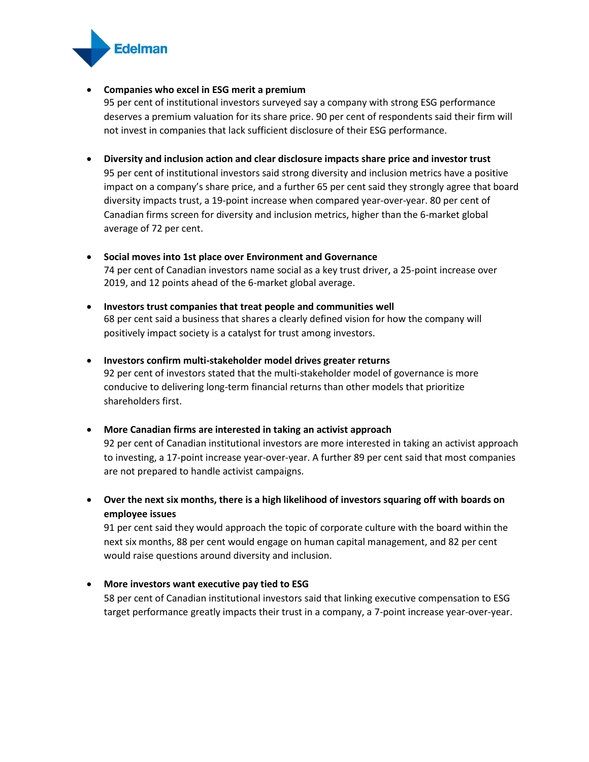- **Companies who excel in ESG merit a premium**
  95 per cent of institutional investors surveyed say a company with strong ESG performance deserves a premium valuation for its share price. 90 per cent of respondents said their firm will not invest in companies that lack sufficient disclosure of their ESG performance.

- **Diversity and inclusion action and clear disclosure impacts share price and investor trust**
  95 per cent of institutional investors said strong diversity and inclusion metrics have a positive impact on a company's share price, and a further 65 per cent said they strongly agree that board diversity impacts trust, a 19-point increase when compared year-over-year. 80 per cent of Canadian firms screen for diversity and inclusion metrics, higher than the 6-market global average of 72 per cent.

- **Social moves into 1st place over Environment and Governance**
  74 per cent of Canadian investors name social as a key trust driver, a 25-point increase over 2019, and 12 points ahead of the 6-market global average.

- **Investors trust companies that treat people and communities well**
  68 per cent said a business that shares a clearly defined vision for how the company will positively impact society is a catalyst for trust among investors.

- **Investors confirm multi-stakeholder model drives greater returns**
  92 per cent of investors stated that the multi-stakeholder model of governance is more conducive to delivering long-term financial returns than other models that prioritize shareholders first.

- **More Canadian firms are interested in taking an activist approach**
  92 per cent of Canadian institutional investors are more interested in taking an activist approach to investing, a 17-point increase year-over-year. A further 89 per cent said that most companies are not prepared to handle activist campaigns.

- **Over the next six months, there is a high likelihood of investors squaring off with boards on employee issues**
  91 per cent said they would approach the topic of corporate culture with the board within the next six months, 88 per cent would engage on human capital management, and 82 per cent would raise questions around diversity and inclusion.

- **More investors want executive pay tied to ESG**
  58 per cent of Canadian institutional investors said that linking executive compensation to ESG target performance greatly impacts their trust in a company, a 7-point increase year-over-year.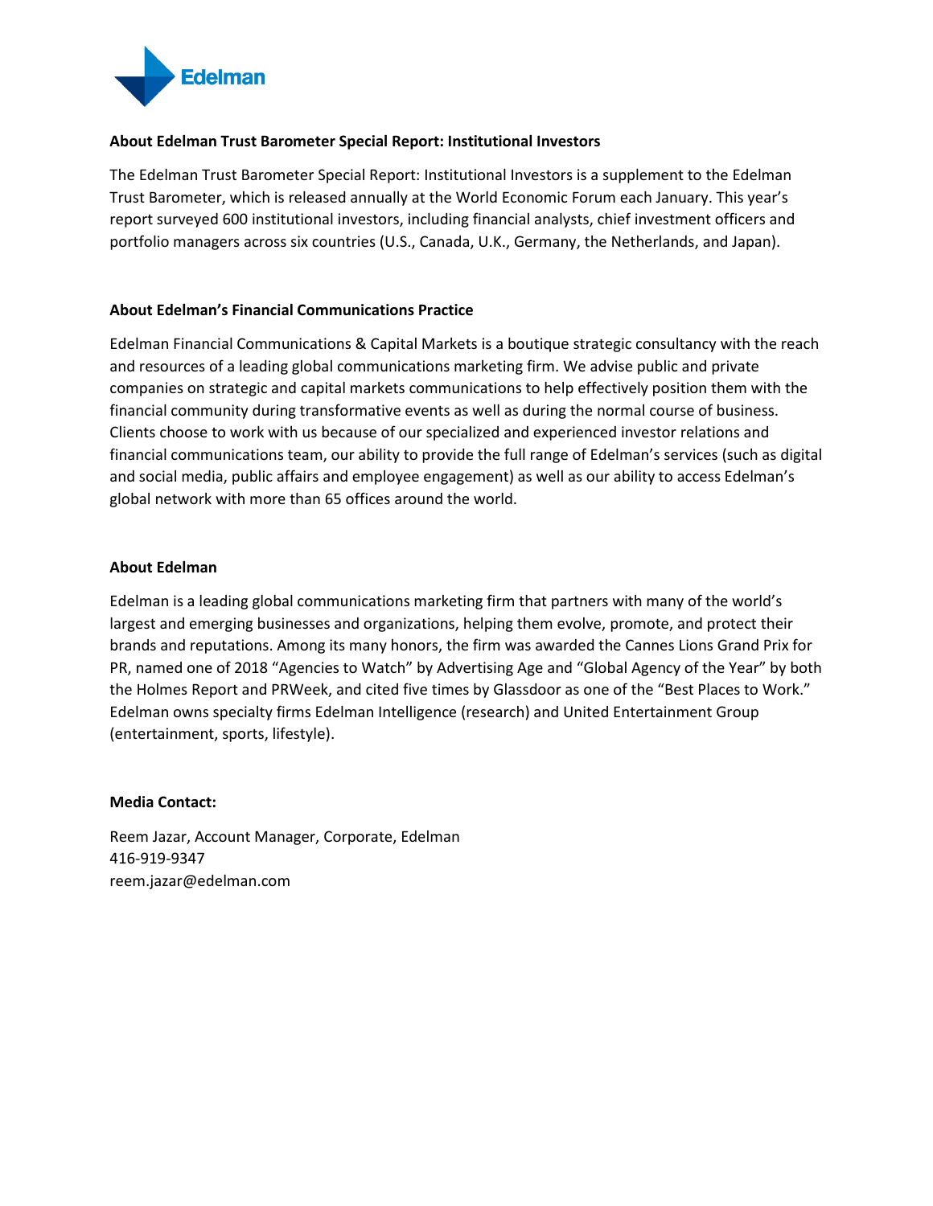Edelman

**About Edelman Trust Barometer Special Report: Institutional Investors**

The Edelman Trust Barometer Special Report: Institutional Investors is a supplement to the Edelman Trust Barometer, which is released annually at the World Economic Forum each January. This year's report surveyed 600 institutional investors, including financial analysts, chief investment officers and portfolio managers across six countries (U.S., Canada, U.K., Germany, the Netherlands, and Japan).

**About Edelman's Financial Communications Practice**

Edelman Financial Communications & Capital Markets is a boutique strategic consultancy with the reach and resources of a leading global communications marketing firm. We advise public and private companies on strategic and capital markets communications to help effectively position them with the financial community during transformative events as well as during the normal course of business. Clients choose to work with us because of our specialized and experienced investor relations and financial communications team, our ability to provide the full range of Edelman's services (such as digital and social media, public affairs and employee engagement) as well as our ability to access Edelman's global network with more than 65 offices around the world.

**About Edelman**

Edelman is a leading global communications marketing firm that partners with many of the world's largest and emerging businesses and organizations, helping them evolve, promote, and protect their brands and reputations. Among its many honors, the firm was awarded the Cannes Lions Grand Prix for PR, named one of 2018 "Agencies to Watch" by Advertising Age and "Global Agency of the Year" by both the Holmes Report and PRWeek, and cited five times by Glassdoor as one of the "Best Places to Work." Edelman owns specialty firms Edelman Intelligence (research) and United Entertainment Group (entertainment, sports, lifestyle).

**Media Contact:**

Reem Jazar, Account Manager, Corporate, Edelman
416-919-9347
reem.jazar@edelman.com